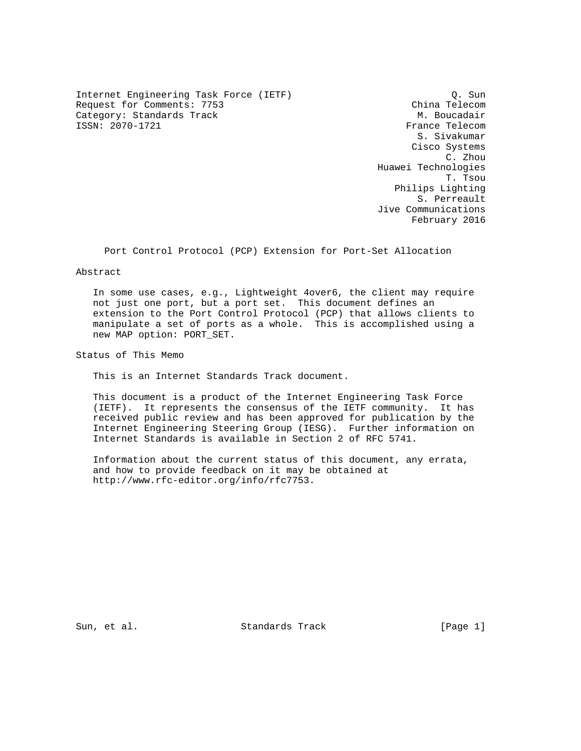Internet Engineering Task Force (IETF) — Q. Sun, China Telecom
Request for Comments: 7753 — M. Boucadair, France Telecom
Category: Standards Track — S. Sivakumar, Cisco Systems
ISSN: 2070-1721 — C. Zhou, Huawei Technologies
T. Tsou, Philips Lighting
S. Perreault, Jive Communications
February 2016

# Port Control Protocol (PCP) Extension for Port-Set Allocation

## Abstract

In some use cases, e.g., Lightweight 4over6, the client may require not just one port, but a port set. This document defines an extension to the Port Control Protocol (PCP) that allows clients to manipulate a set of ports as a whole. This is accomplished using a new MAP option: PORT_SET.

## Status of This Memo

This is an Internet Standards Track document.

This document is a product of the Internet Engineering Task Force (IETF). It represents the consensus of the IETF community. It has received public review and has been approved for publication by the Internet Engineering Steering Group (IESG). Further information on Internet Standards is available in Section 2 of RFC 5741.

Information about the current status of this document, any errata, and how to provide feedback on it may be obtained at http://www.rfc-editor.org/info/rfc7753.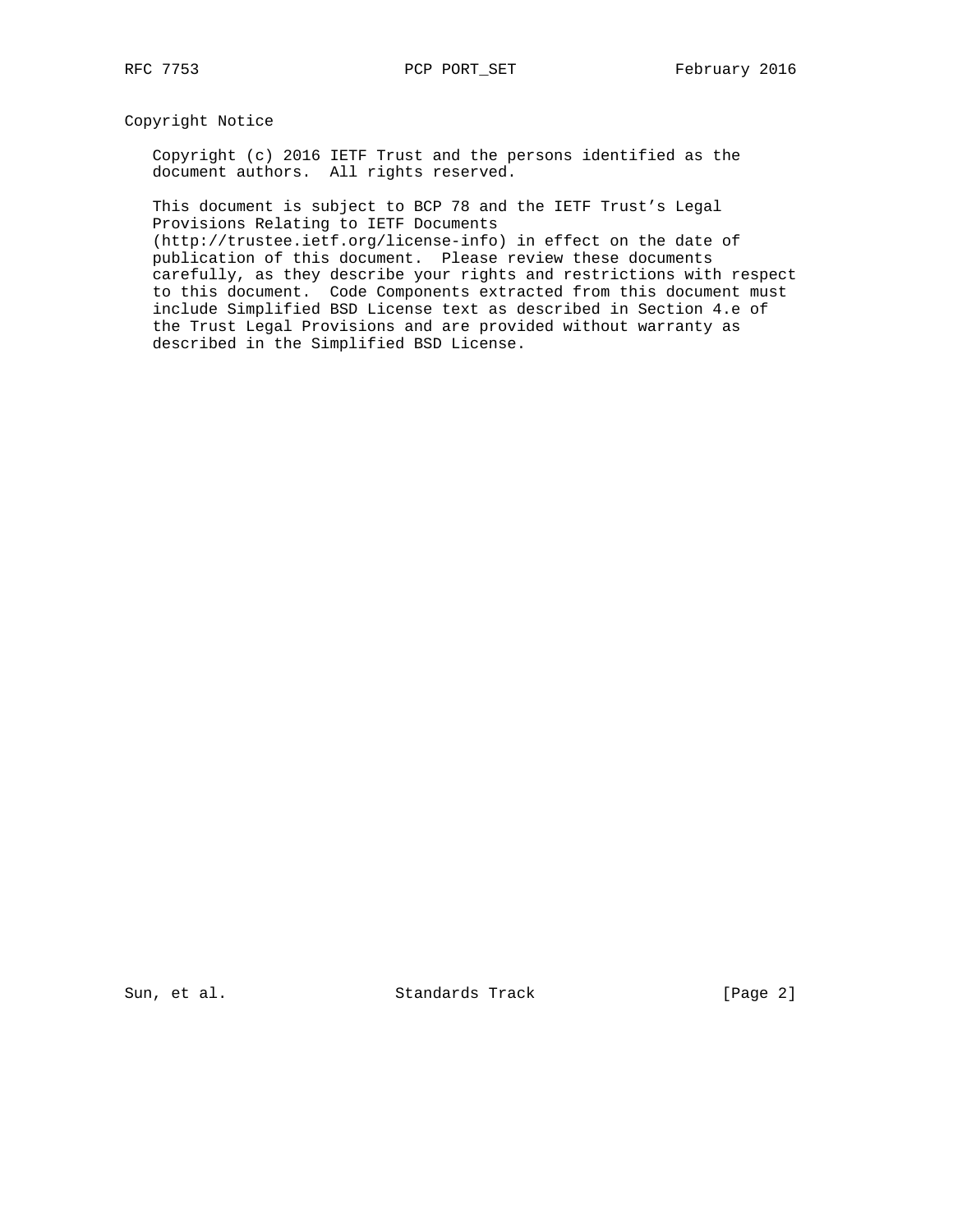## Copyright Notice

Copyright (c) 2016 IETF Trust and the persons identified as the document authors.  All rights reserved.

This document is subject to BCP 78 and the IETF Trust's Legal Provisions Relating to IETF Documents (http://trustee.ietf.org/license-info) in effect on the date of publication of this document.  Please review these documents carefully, as they describe your rights and restrictions with respect to this document.  Code Components extracted from this document must include Simplified BSD License text as described in Section 4.e of the Trust Legal Provisions and are provided without warranty as described in the Simplified BSD License.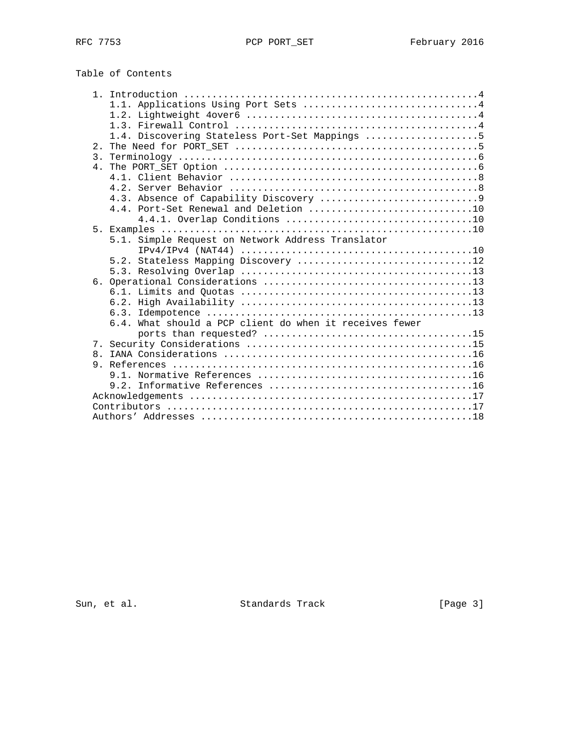Table of Contents

```
   1. Introduction ....................................................4
      1.1. Applications Using Port Sets ...............................4
      1.2. Lightweight 4over6 .........................................4
      1.3. Firewall Control ...........................................4
      1.4. Discovering Stateless Port-Set Mappings ....................5
   2. The Need for PORT_SET ...........................................5
   3. Terminology .....................................................6
   4. The PORT_SET Option .............................................6
      4.1. Client Behavior ............................................8
      4.2. Server Behavior ............................................8
      4.3. Absence of Capability Discovery ............................9
      4.4. Port-Set Renewal and Deletion .............................10
           4.4.1. Overlap Conditions .................................10
   5. Examples .......................................................10
      5.1. Simple Request on Network Address Translator
           IPv4/IPv4 (NAT44) .........................................10
      5.2. Stateless Mapping Discovery ...............................12
      5.3. Resolving Overlap .........................................13
   6. Operational Considerations .....................................13
      6.1. Limits and Quotas .........................................13
      6.2. High Availability .........................................13
      6.3. Idempotence ...............................................13
      6.4. What should a PCP client do when it receives fewer
           ports than requested? .....................................15
   7. Security Considerations ........................................15
   8. IANA Considerations ............................................16
   9. References .....................................................16
      9.1. Normative References ......................................16
      9.2. Informative References ....................................16
   Acknowledgements ..................................................17
   Contributors ......................................................17
   Authors' Addresses ................................................18
```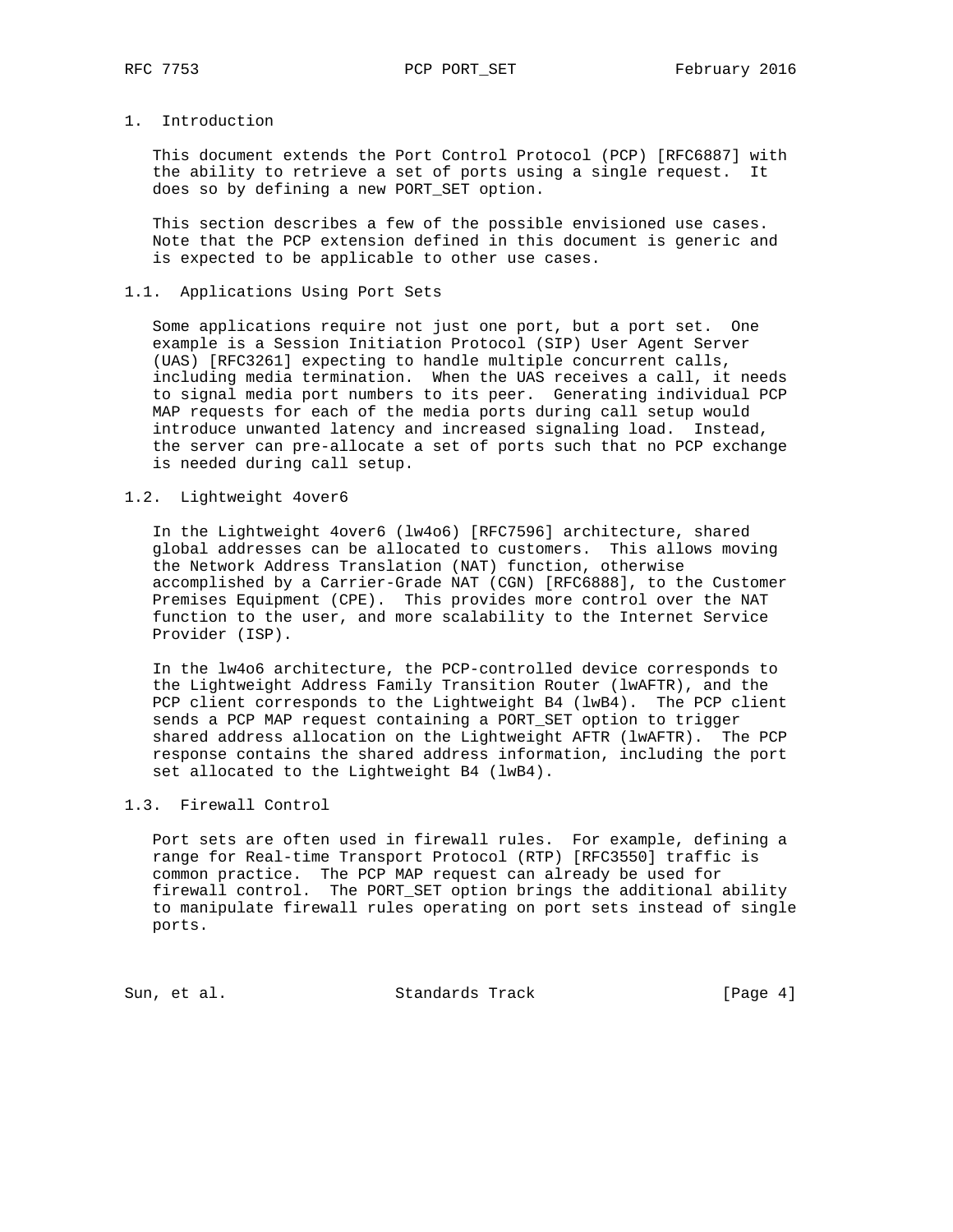# 1. Introduction

This document extends the Port Control Protocol (PCP) [RFC6887] with the ability to retrieve a set of ports using a single request. It does so by defining a new PORT_SET option.

This section describes a few of the possible envisioned use cases. Note that the PCP extension defined in this document is generic and is expected to be applicable to other use cases.

## 1.1. Applications Using Port Sets

Some applications require not just one port, but a port set. One example is a Session Initiation Protocol (SIP) User Agent Server (UAS) [RFC3261] expecting to handle multiple concurrent calls, including media termination. When the UAS receives a call, it needs to signal media port numbers to its peer. Generating individual PCP MAP requests for each of the media ports during call setup would introduce unwanted latency and increased signaling load. Instead, the server can pre-allocate a set of ports such that no PCP exchange is needed during call setup.

## 1.2. Lightweight 4over6

In the Lightweight 4over6 (lw4o6) [RFC7596] architecture, shared global addresses can be allocated to customers. This allows moving the Network Address Translation (NAT) function, otherwise accomplished by a Carrier-Grade NAT (CGN) [RFC6888], to the Customer Premises Equipment (CPE). This provides more control over the NAT function to the user, and more scalability to the Internet Service Provider (ISP).

In the lw4o6 architecture, the PCP-controlled device corresponds to the Lightweight Address Family Transition Router (lwAFTR), and the PCP client corresponds to the Lightweight B4 (lwB4). The PCP client sends a PCP MAP request containing a PORT_SET option to trigger shared address allocation on the Lightweight AFTR (lwAFTR). The PCP response contains the shared address information, including the port set allocated to the Lightweight B4 (lwB4).

## 1.3. Firewall Control

Port sets are often used in firewall rules. For example, defining a range for Real-time Transport Protocol (RTP) [RFC3550] traffic is common practice. The PCP MAP request can already be used for firewall control. The PORT_SET option brings the additional ability to manipulate firewall rules operating on port sets instead of single ports.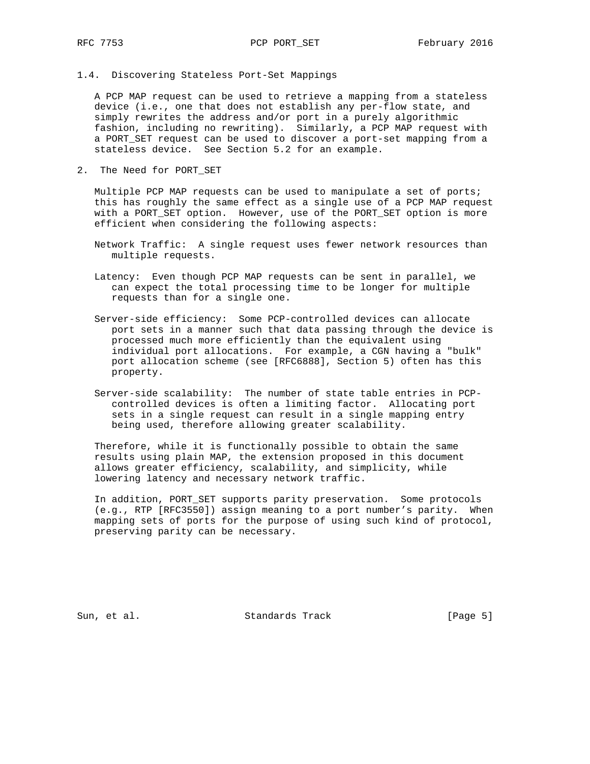### 1.4. Discovering Stateless Port-Set Mappings

A PCP MAP request can be used to retrieve a mapping from a stateless device (i.e., one that does not establish any per-flow state, and simply rewrites the address and/or port in a purely algorithmic fashion, including no rewriting). Similarly, a PCP MAP request with a PORT_SET request can be used to discover a port-set mapping from a stateless device. See Section 5.2 for an example.

## 2. The Need for PORT_SET

Multiple PCP MAP requests can be used to manipulate a set of ports; this has roughly the same effect as a single use of a PCP MAP request with a PORT_SET option. However, use of the PORT_SET option is more efficient when considering the following aspects:

Network Traffic: A single request uses fewer network resources than multiple requests.

Latency: Even though PCP MAP requests can be sent in parallel, we can expect the total processing time to be longer for multiple requests than for a single one.

Server-side efficiency: Some PCP-controlled devices can allocate port sets in a manner such that data passing through the device is processed much more efficiently than the equivalent using individual port allocations. For example, a CGN having a "bulk" port allocation scheme (see [RFC6888], Section 5) often has this property.

Server-side scalability: The number of state table entries in PCP-controlled devices is often a limiting factor. Allocating port sets in a single request can result in a single mapping entry being used, therefore allowing greater scalability.

Therefore, while it is functionally possible to obtain the same results using plain MAP, the extension proposed in this document allows greater efficiency, scalability, and simplicity, while lowering latency and necessary network traffic.

In addition, PORT_SET supports parity preservation. Some protocols (e.g., RTP [RFC3550]) assign meaning to a port number's parity. When mapping sets of ports for the purpose of using such kind of protocol, preserving parity can be necessary.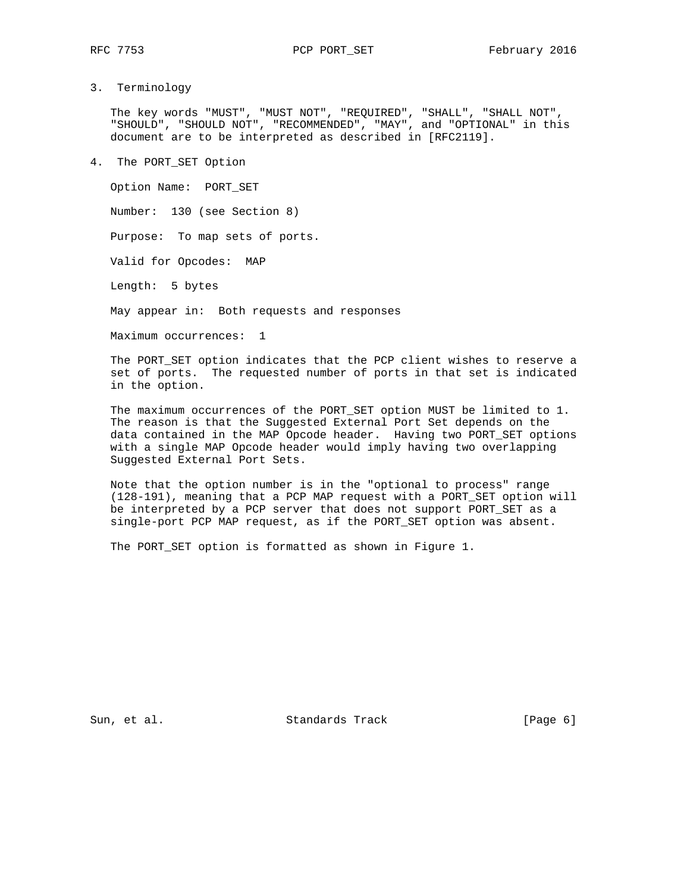## 3. Terminology

The key words "MUST", "MUST NOT", "REQUIRED", "SHALL", "SHALL NOT", "SHOULD", "SHOULD NOT", "RECOMMENDED", "MAY", and "OPTIONAL" in this document are to be interpreted as described in [RFC2119].

## 4. The PORT_SET Option

Option Name: PORT_SET

Number: 130 (see Section 8)

Purpose: To map sets of ports.

Valid for Opcodes: MAP

Length: 5 bytes

May appear in: Both requests and responses

Maximum occurrences: 1

The PORT_SET option indicates that the PCP client wishes to reserve a set of ports. The requested number of ports in that set is indicated in the option.

The maximum occurrences of the PORT_SET option MUST be limited to 1. The reason is that the Suggested External Port Set depends on the data contained in the MAP Opcode header. Having two PORT_SET options with a single MAP Opcode header would imply having two overlapping Suggested External Port Sets.

Note that the option number is in the "optional to process" range (128-191), meaning that a PCP MAP request with a PORT_SET option will be interpreted by a PCP server that does not support PORT_SET as a single-port PCP MAP request, as if the PORT_SET option was absent.

The PORT_SET option is formatted as shown in Figure 1.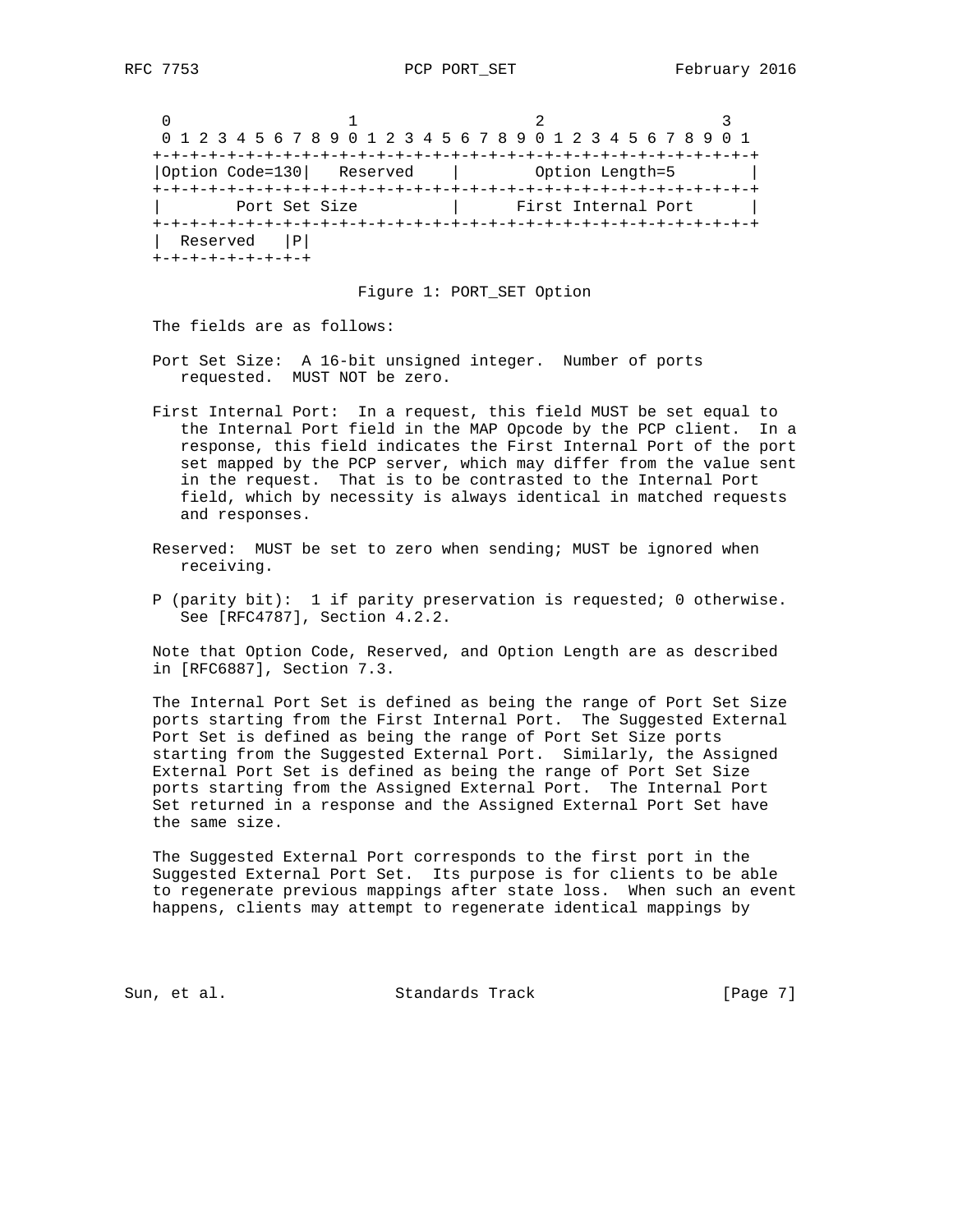```
 0                   1                   2                   3
 0 1 2 3 4 5 6 7 8 9 0 1 2 3 4 5 6 7 8 9 0 1 2 3 4 5 6 7 8 9 0 1
+-+-+-+-+-+-+-+-+-+-+-+-+-+-+-+-+-+-+-+-+-+-+-+-+-+-+-+-+-+-+-+-+
|Option Code=130|   Reserved    |       Option Length=5         |
+-+-+-+-+-+-+-+-+-+-+-+-+-+-+-+-+-+-+-+-+-+-+-+-+-+-+-+-+-+-+-+-+
|        Port Set Size          |      First Internal Port      |
+-+-+-+-+-+-+-+-+-+-+-+-+-+-+-+-+-+-+-+-+-+-+-+-+-+-+-+-+-+-+-+-+
|  Reserved   |P|
+-+-+-+-+-+-+-+-+
```

Figure 1: PORT_SET Option

The fields are as follows:

Port Set Size: A 16-bit unsigned integer. Number of ports requested. MUST NOT be zero.

First Internal Port: In a request, this field MUST be set equal to the Internal Port field in the MAP Opcode by the PCP client. In a response, this field indicates the First Internal Port of the port set mapped by the PCP server, which may differ from the value sent in the request. That is to be contrasted to the Internal Port field, which by necessity is always identical in matched requests and responses.

Reserved: MUST be set to zero when sending; MUST be ignored when receiving.

P (parity bit): 1 if parity preservation is requested; 0 otherwise. See [RFC4787], Section 4.2.2.

Note that Option Code, Reserved, and Option Length are as described in [RFC6887], Section 7.3.

The Internal Port Set is defined as being the range of Port Set Size ports starting from the First Internal Port. The Suggested External Port Set is defined as being the range of Port Set Size ports starting from the Suggested External Port. Similarly, the Assigned External Port Set is defined as being the range of Port Set Size ports starting from the Assigned External Port. The Internal Port Set returned in a response and the Assigned External Port Set have the same size.

The Suggested External Port corresponds to the first port in the Suggested External Port Set. Its purpose is for clients to be able to regenerate previous mappings after state loss. When such an event happens, clients may attempt to regenerate identical mappings by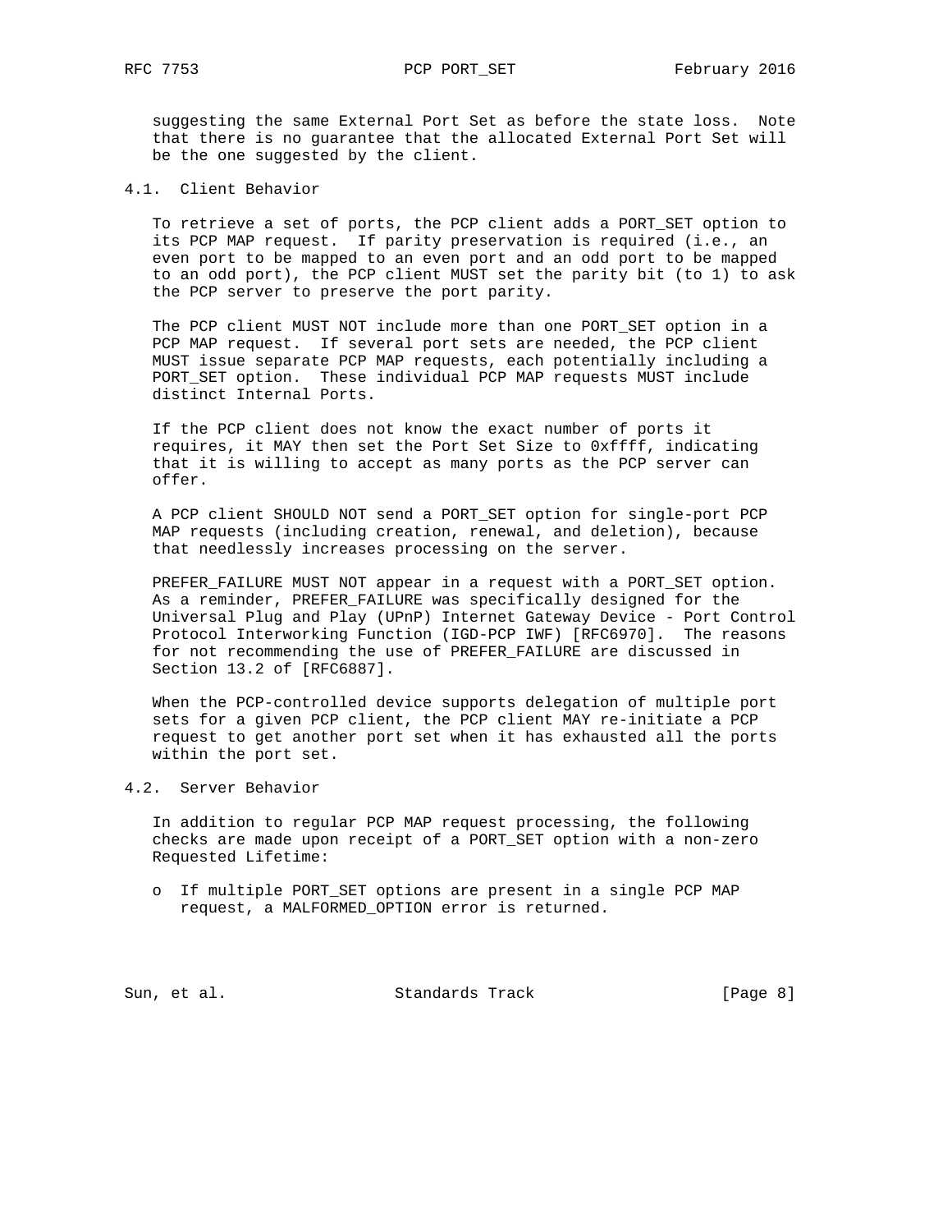suggesting the same External Port Set as before the state loss. Note that there is no guarantee that the allocated External Port Set will be the one suggested by the client.

### 4.1. Client Behavior

To retrieve a set of ports, the PCP client adds a PORT_SET option to its PCP MAP request. If parity preservation is required (i.e., an even port to be mapped to an even port and an odd port to be mapped to an odd port), the PCP client MUST set the parity bit (to 1) to ask the PCP server to preserve the port parity.

The PCP client MUST NOT include more than one PORT_SET option in a PCP MAP request. If several port sets are needed, the PCP client MUST issue separate PCP MAP requests, each potentially including a PORT_SET option. These individual PCP MAP requests MUST include distinct Internal Ports.

If the PCP client does not know the exact number of ports it requires, it MAY then set the Port Set Size to 0xffff, indicating that it is willing to accept as many ports as the PCP server can offer.

A PCP client SHOULD NOT send a PORT_SET option for single-port PCP MAP requests (including creation, renewal, and deletion), because that needlessly increases processing on the server.

PREFER_FAILURE MUST NOT appear in a request with a PORT_SET option. As a reminder, PREFER_FAILURE was specifically designed for the Universal Plug and Play (UPnP) Internet Gateway Device - Port Control Protocol Interworking Function (IGD-PCP IWF) [RFC6970]. The reasons for not recommending the use of PREFER_FAILURE are discussed in Section 13.2 of [RFC6887].

When the PCP-controlled device supports delegation of multiple port sets for a given PCP client, the PCP client MAY re-initiate a PCP request to get another port set when it has exhausted all the ports within the port set.

### 4.2. Server Behavior

In addition to regular PCP MAP request processing, the following checks are made upon receipt of a PORT_SET option with a non-zero Requested Lifetime:

- If multiple PORT_SET options are present in a single PCP MAP request, a MALFORMED_OPTION error is returned.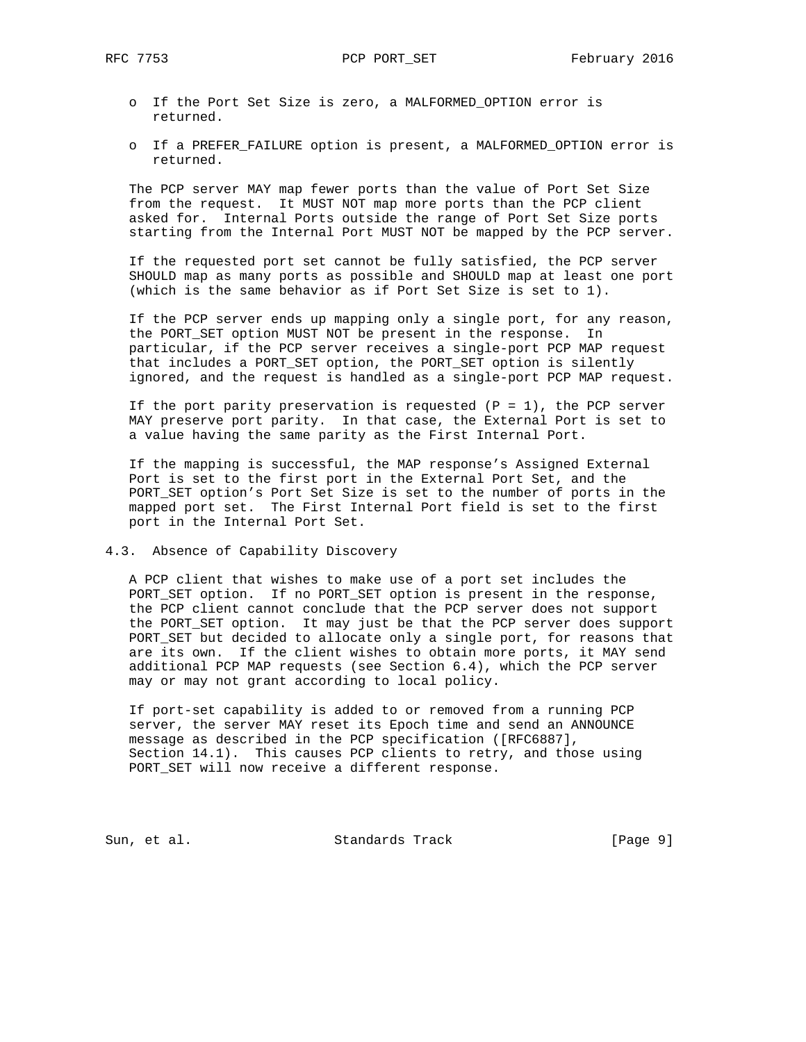- If the Port Set Size is zero, a MALFORMED_OPTION error is returned.
- If a PREFER_FAILURE option is present, a MALFORMED_OPTION error is returned.

The PCP server MAY map fewer ports than the value of Port Set Size from the request. It MUST NOT map more ports than the PCP client asked for. Internal Ports outside the range of Port Set Size ports starting from the Internal Port MUST NOT be mapped by the PCP server.

If the requested port set cannot be fully satisfied, the PCP server SHOULD map as many ports as possible and SHOULD map at least one port (which is the same behavior as if Port Set Size is set to 1).

If the PCP server ends up mapping only a single port, for any reason, the PORT_SET option MUST NOT be present in the response. In particular, if the PCP server receives a single-port PCP MAP request that includes a PORT_SET option, the PORT_SET option is silently ignored, and the request is handled as a single-port PCP MAP request.

If the port parity preservation is requested (P = 1), the PCP server MAY preserve port parity. In that case, the External Port is set to a value having the same parity as the First Internal Port.

If the mapping is successful, the MAP response's Assigned External Port is set to the first port in the External Port Set, and the PORT_SET option's Port Set Size is set to the number of ports in the mapped port set. The First Internal Port field is set to the first port in the Internal Port Set.

### 4.3. Absence of Capability Discovery

A PCP client that wishes to make use of a port set includes the PORT_SET option. If no PORT_SET option is present in the response, the PCP client cannot conclude that the PCP server does not support the PORT_SET option. It may just be that the PCP server does support PORT_SET but decided to allocate only a single port, for reasons that are its own. If the client wishes to obtain more ports, it MAY send additional PCP MAP requests (see Section 6.4), which the PCP server may or may not grant according to local policy.

If port-set capability is added to or removed from a running PCP server, the server MAY reset its Epoch time and send an ANNOUNCE message as described in the PCP specification ([RFC6887], Section 14.1). This causes PCP clients to retry, and those using PORT_SET will now receive a different response.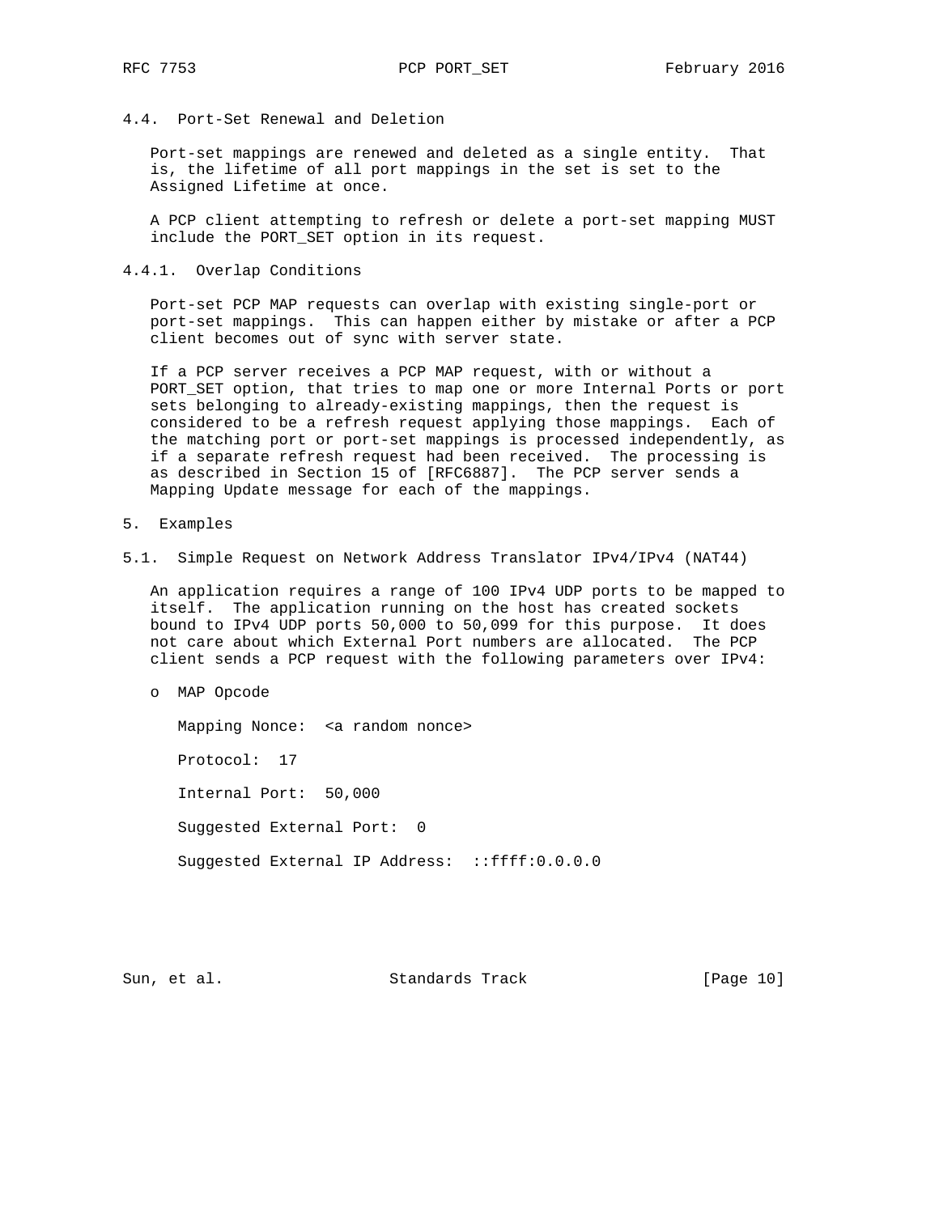### 4.4. Port-Set Renewal and Deletion

Port-set mappings are renewed and deleted as a single entity. That is, the lifetime of all port mappings in the set is set to the Assigned Lifetime at once.

A PCP client attempting to refresh or delete a port-set mapping MUST include the PORT_SET option in its request.

#### 4.4.1. Overlap Conditions

Port-set PCP MAP requests can overlap with existing single-port or port-set mappings. This can happen either by mistake or after a PCP client becomes out of sync with server state.

If a PCP server receives a PCP MAP request, with or without a PORT_SET option, that tries to map one or more Internal Ports or port sets belonging to already-existing mappings, then the request is considered to be a refresh request applying those mappings. Each of the matching port or port-set mappings is processed independently, as if a separate refresh request had been received. The processing is as described in Section 15 of [RFC6887]. The PCP server sends a Mapping Update message for each of the mappings.

## 5. Examples

### 5.1. Simple Request on Network Address Translator IPv4/IPv4 (NAT44)

An application requires a range of 100 IPv4 UDP ports to be mapped to itself. The application running on the host has created sockets bound to IPv4 UDP ports 50,000 to 50,099 for this purpose. It does not care about which External Port numbers are allocated. The PCP client sends a PCP request with the following parameters over IPv4:

- MAP Opcode

  Mapping Nonce: <a random nonce>

  Protocol: 17

  Internal Port: 50,000

  Suggested External Port: 0

  Suggested External IP Address: ::ffff:0.0.0.0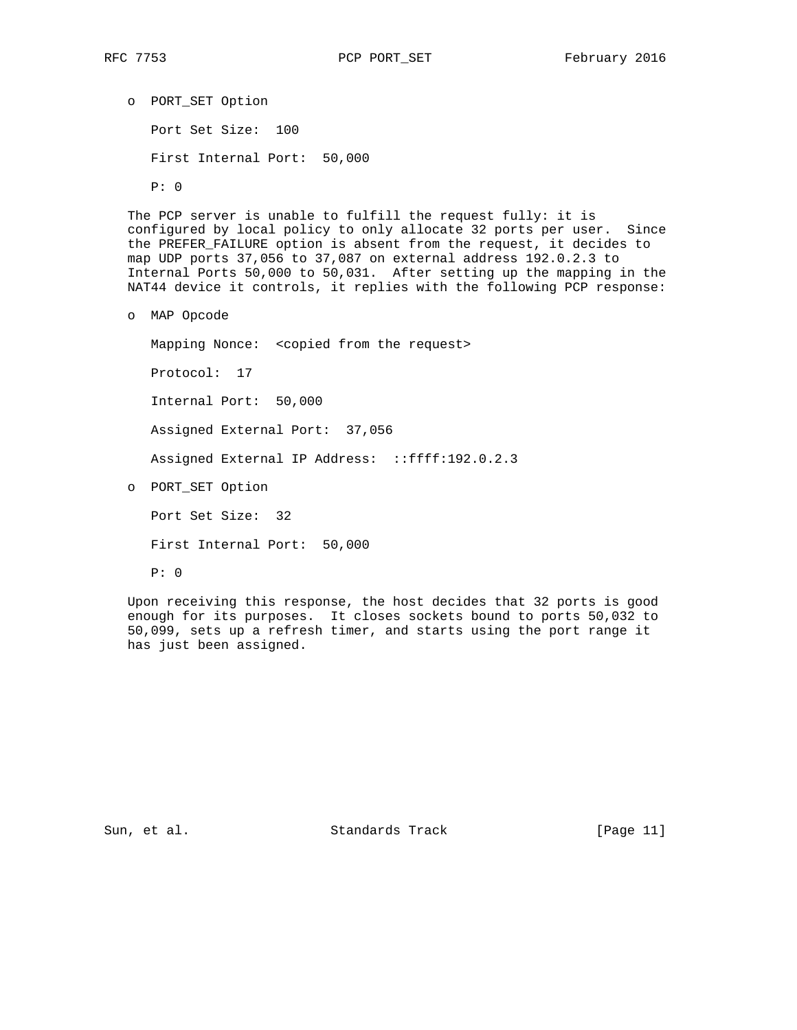- PORT_SET Option

  Port Set Size: 100

  First Internal Port: 50,000

  P: 0

The PCP server is unable to fulfill the request fully: it is configured by local policy to only allocate 32 ports per user. Since the PREFER_FAILURE option is absent from the request, it decides to map UDP ports 37,056 to 37,087 on external address 192.0.2.3 to Internal Ports 50,000 to 50,031. After setting up the mapping in the NAT44 device it controls, it replies with the following PCP response:

- MAP Opcode

  Mapping Nonce: <copied from the request>

  Protocol: 17

  Internal Port: 50,000

  Assigned External Port: 37,056

  Assigned External IP Address: ::ffff:192.0.2.3

- PORT_SET Option

  Port Set Size: 32

  First Internal Port: 50,000

  P: 0

Upon receiving this response, the host decides that 32 ports is good enough for its purposes. It closes sockets bound to ports 50,032 to 50,099, sets up a refresh timer, and starts using the port range it has just been assigned.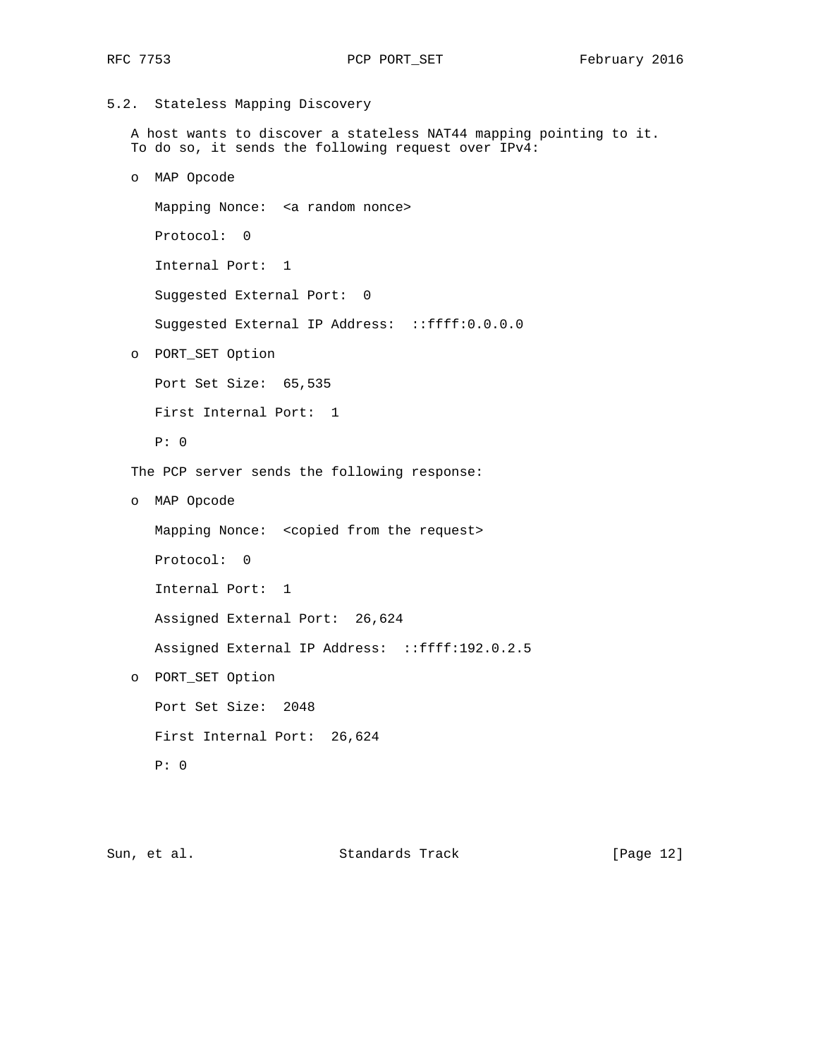### 5.2. Stateless Mapping Discovery

A host wants to discover a stateless NAT44 mapping pointing to it. To do so, it sends the following request over IPv4:

- MAP Opcode

  Mapping Nonce: <a random nonce>

  Protocol: 0

  Internal Port: 1

  Suggested External Port: 0

  Suggested External IP Address: ::ffff:0.0.0.0

- PORT_SET Option

  Port Set Size: 65,535

  First Internal Port: 1

  P: 0

The PCP server sends the following response:

- MAP Opcode

  Mapping Nonce: <copied from the request>

  Protocol: 0

  Internal Port: 1

  Assigned External Port: 26,624

  Assigned External IP Address: ::ffff:192.0.2.5

- PORT_SET Option

  Port Set Size: 2048

  First Internal Port: 26,624

  P: 0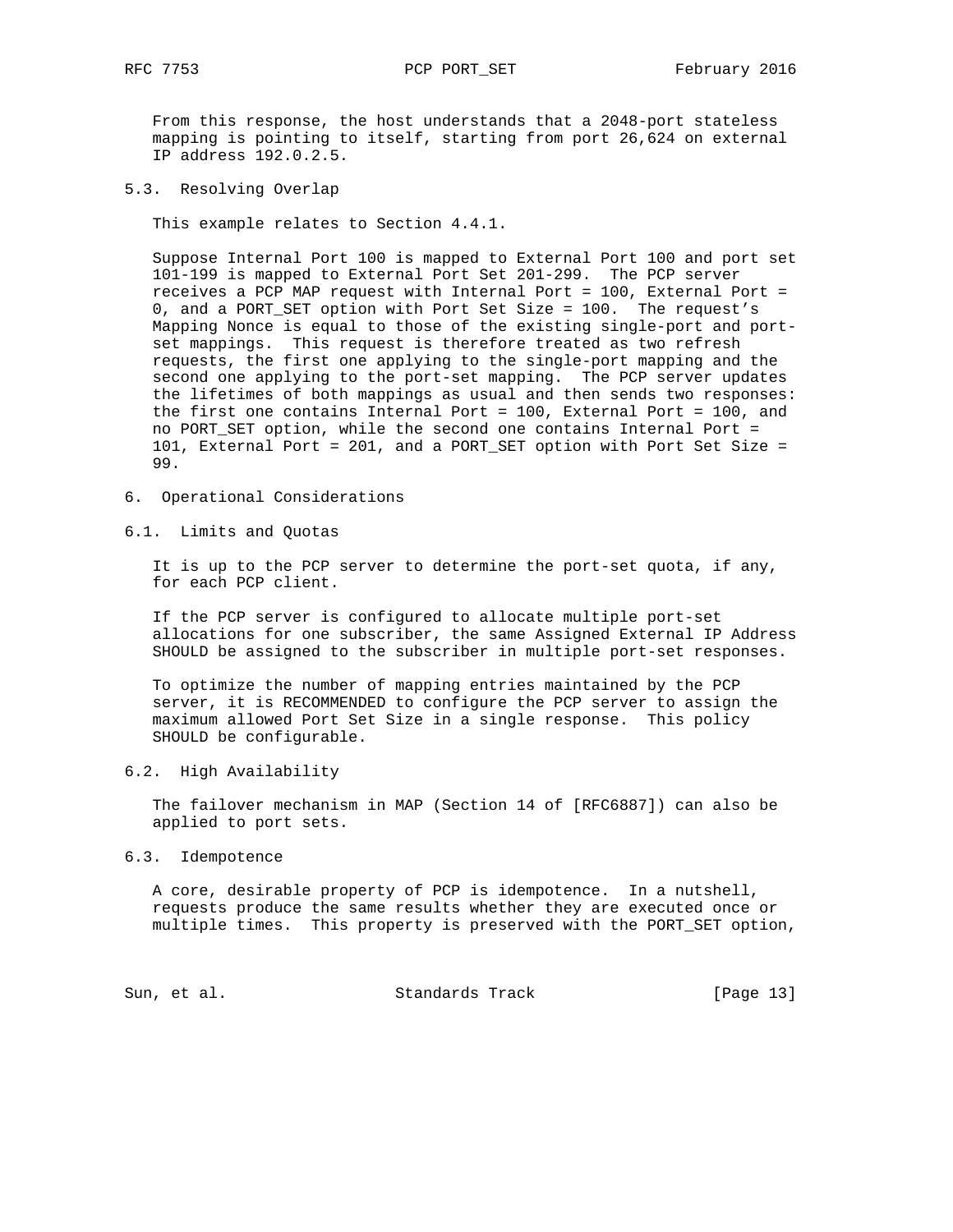From this response, the host understands that a 2048-port stateless mapping is pointing to itself, starting from port 26,624 on external IP address 192.0.2.5.

### 5.3. Resolving Overlap

This example relates to Section 4.4.1.

Suppose Internal Port 100 is mapped to External Port 100 and port set 101-199 is mapped to External Port Set 201-299. The PCP server receives a PCP MAP request with Internal Port = 100, External Port = 0, and a PORT_SET option with Port Set Size = 100. The request's Mapping Nonce is equal to those of the existing single-port and port-set mappings. This request is therefore treated as two refresh requests, the first one applying to the single-port mapping and the second one applying to the port-set mapping. The PCP server updates the lifetimes of both mappings as usual and then sends two responses: the first one contains Internal Port = 100, External Port = 100, and no PORT_SET option, while the second one contains Internal Port = 101, External Port = 201, and a PORT_SET option with Port Set Size = 99.

## 6. Operational Considerations

### 6.1. Limits and Quotas

It is up to the PCP server to determine the port-set quota, if any, for each PCP client.

If the PCP server is configured to allocate multiple port-set allocations for one subscriber, the same Assigned External IP Address SHOULD be assigned to the subscriber in multiple port-set responses.

To optimize the number of mapping entries maintained by the PCP server, it is RECOMMENDED to configure the PCP server to assign the maximum allowed Port Set Size in a single response. This policy SHOULD be configurable.

### 6.2. High Availability

The failover mechanism in MAP (Section 14 of [RFC6887]) can also be applied to port sets.

### 6.3. Idempotence

A core, desirable property of PCP is idempotence. In a nutshell, requests produce the same results whether they are executed once or multiple times. This property is preserved with the PORT_SET option,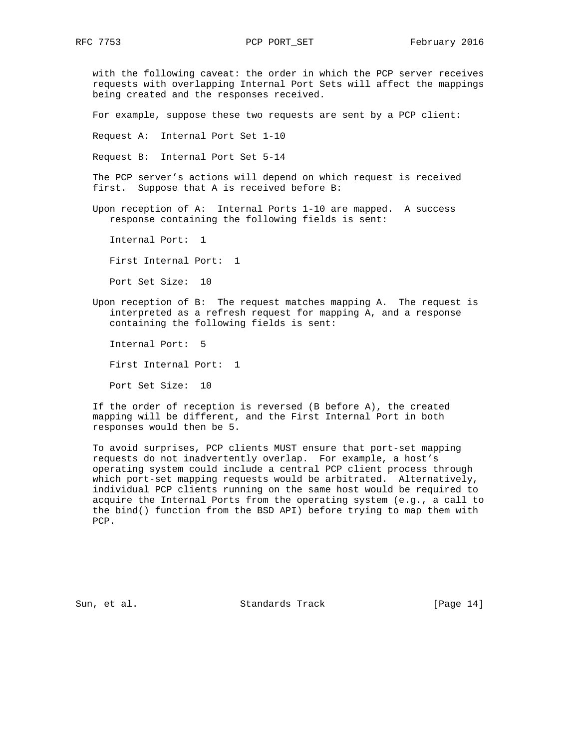with the following caveat: the order in which the PCP server receives requests with overlapping Internal Port Sets will affect the mappings being created and the responses received.

For example, suppose these two requests are sent by a PCP client:

Request A: Internal Port Set 1-10

Request B: Internal Port Set 5-14

The PCP server's actions will depend on which request is received first. Suppose that A is received before B:

Upon reception of A: Internal Ports 1-10 are mapped. A success response containing the following fields is sent:

> Internal Port: 1
>
> First Internal Port: 1
>
> Port Set Size: 10

Upon reception of B: The request matches mapping A. The request is interpreted as a refresh request for mapping A, and a response containing the following fields is sent:

> Internal Port: 5
>
> First Internal Port: 1
>
> Port Set Size: 10

If the order of reception is reversed (B before A), the created mapping will be different, and the First Internal Port in both responses would then be 5.

To avoid surprises, PCP clients MUST ensure that port-set mapping requests do not inadvertently overlap. For example, a host's operating system could include a central PCP client process through which port-set mapping requests would be arbitrated. Alternatively, individual PCP clients running on the same host would be required to acquire the Internal Ports from the operating system (e.g., a call to the bind() function from the BSD API) before trying to map them with PCP.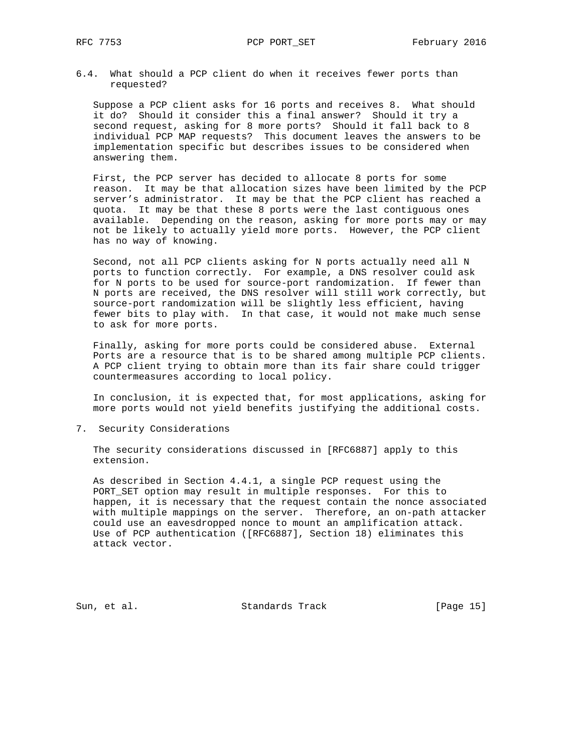### 6.4. What should a PCP client do when it receives fewer ports than requested?

Suppose a PCP client asks for 16 ports and receives 8. What should it do? Should it consider this a final answer? Should it try a second request, asking for 8 more ports? Should it fall back to 8 individual PCP MAP requests? This document leaves the answers to be implementation specific but describes issues to be considered when answering them.

First, the PCP server has decided to allocate 8 ports for some reason. It may be that allocation sizes have been limited by the PCP server's administrator. It may be that the PCP client has reached a quota. It may be that these 8 ports were the last contiguous ones available. Depending on the reason, asking for more ports may or may not be likely to actually yield more ports. However, the PCP client has no way of knowing.

Second, not all PCP clients asking for N ports actually need all N ports to function correctly. For example, a DNS resolver could ask for N ports to be used for source-port randomization. If fewer than N ports are received, the DNS resolver will still work correctly, but source-port randomization will be slightly less efficient, having fewer bits to play with. In that case, it would not make much sense to ask for more ports.

Finally, asking for more ports could be considered abuse. External Ports are a resource that is to be shared among multiple PCP clients. A PCP client trying to obtain more than its fair share could trigger countermeasures according to local policy.

In conclusion, it is expected that, for most applications, asking for more ports would not yield benefits justifying the additional costs.

## 7. Security Considerations

The security considerations discussed in [RFC6887] apply to this extension.

As described in Section 4.4.1, a single PCP request using the PORT_SET option may result in multiple responses. For this to happen, it is necessary that the request contain the nonce associated with multiple mappings on the server. Therefore, an on-path attacker could use an eavesdropped nonce to mount an amplification attack. Use of PCP authentication ([RFC6887], Section 18) eliminates this attack vector.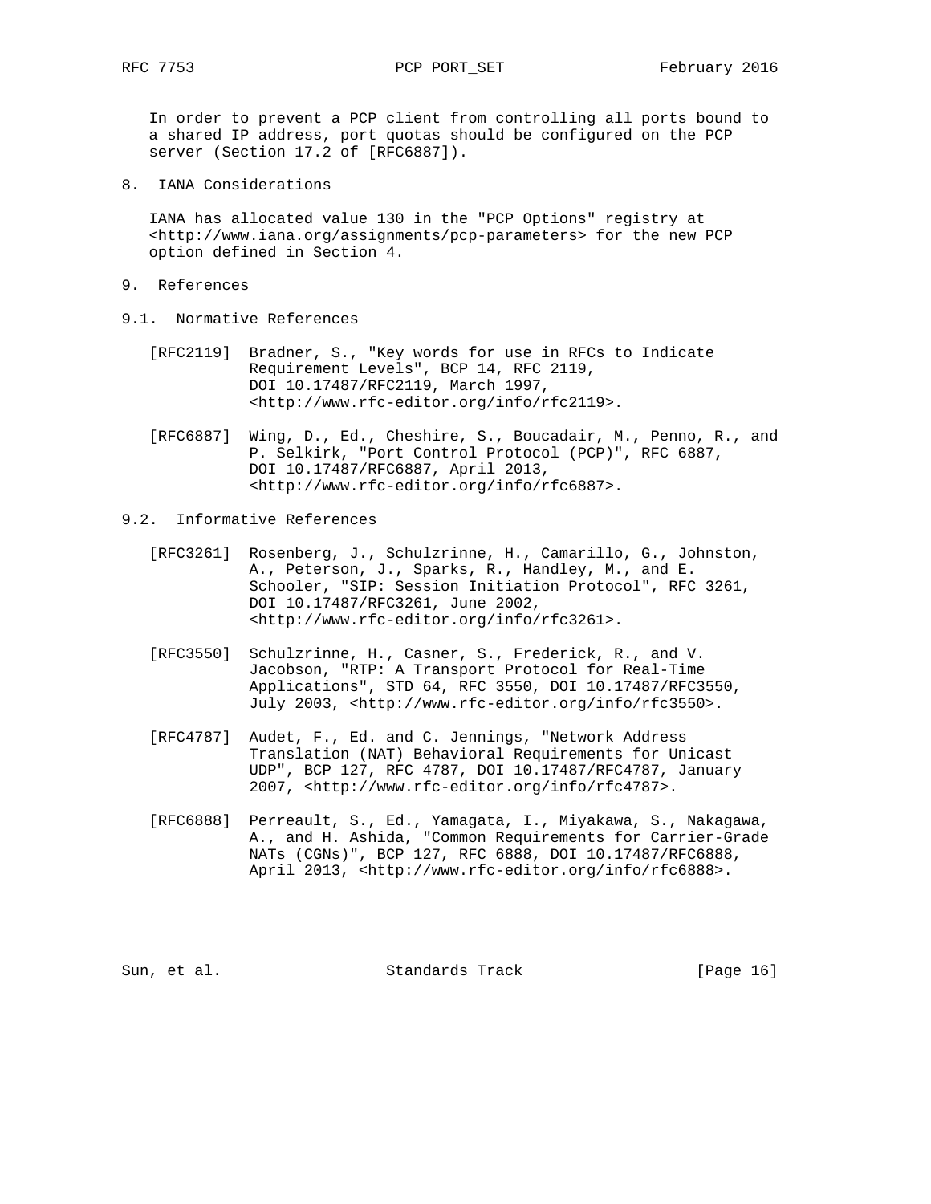In order to prevent a PCP client from controlling all ports bound to a shared IP address, port quotas should be configured on the PCP server (Section 17.2 of [RFC6887]).

## 8. IANA Considerations

IANA has allocated value 130 in the "PCP Options" registry at <http://www.iana.org/assignments/pcp-parameters> for the new PCP option defined in Section 4.

## 9. References

### 9.1. Normative References

[RFC2119] Bradner, S., "Key words for use in RFCs to Indicate Requirement Levels", BCP 14, RFC 2119, DOI 10.17487/RFC2119, March 1997, <http://www.rfc-editor.org/info/rfc2119>.

[RFC6887] Wing, D., Ed., Cheshire, S., Boucadair, M., Penno, R., and P. Selkirk, "Port Control Protocol (PCP)", RFC 6887, DOI 10.17487/RFC6887, April 2013, <http://www.rfc-editor.org/info/rfc6887>.

### 9.2. Informative References

[RFC3261] Rosenberg, J., Schulzrinne, H., Camarillo, G., Johnston, A., Peterson, J., Sparks, R., Handley, M., and E. Schooler, "SIP: Session Initiation Protocol", RFC 3261, DOI 10.17487/RFC3261, June 2002, <http://www.rfc-editor.org/info/rfc3261>.

[RFC3550] Schulzrinne, H., Casner, S., Frederick, R., and V. Jacobson, "RTP: A Transport Protocol for Real-Time Applications", STD 64, RFC 3550, DOI 10.17487/RFC3550, July 2003, <http://www.rfc-editor.org/info/rfc3550>.

[RFC4787] Audet, F., Ed. and C. Jennings, "Network Address Translation (NAT) Behavioral Requirements for Unicast UDP", BCP 127, RFC 4787, DOI 10.17487/RFC4787, January 2007, <http://www.rfc-editor.org/info/rfc4787>.

[RFC6888] Perreault, S., Ed., Yamagata, I., Miyakawa, S., Nakagawa, A., and H. Ashida, "Common Requirements for Carrier-Grade NATs (CGNs)", BCP 127, RFC 6888, DOI 10.17487/RFC6888, April 2013, <http://www.rfc-editor.org/info/rfc6888>.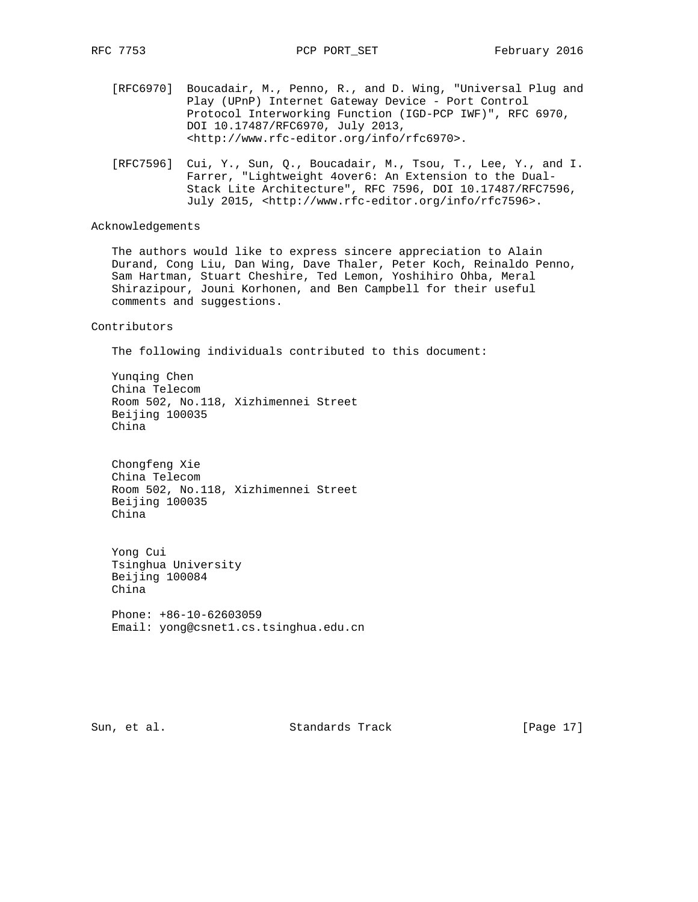[RFC6970] Boucadair, M., Penno, R., and D. Wing, "Universal Plug and Play (UPnP) Internet Gateway Device - Port Control Protocol Interworking Function (IGD-PCP IWF)", RFC 6970, DOI 10.17487/RFC6970, July 2013, <http://www.rfc-editor.org/info/rfc6970>.

[RFC7596] Cui, Y., Sun, Q., Boucadair, M., Tsou, T., Lee, Y., and I. Farrer, "Lightweight 4over6: An Extension to the Dual-Stack Lite Architecture", RFC 7596, DOI 10.17487/RFC7596, July 2015, <http://www.rfc-editor.org/info/rfc7596>.

## Acknowledgements

The authors would like to express sincere appreciation to Alain Durand, Cong Liu, Dan Wing, Dave Thaler, Peter Koch, Reinaldo Penno, Sam Hartman, Stuart Cheshire, Ted Lemon, Yoshihiro Ohba, Meral Shirazipour, Jouni Korhonen, and Ben Campbell for their useful comments and suggestions.

## Contributors

The following individuals contributed to this document:

Yunqing Chen
China Telecom
Room 502, No.118, Xizhimennei Street
Beijing 100035
China

Chongfeng Xie
China Telecom
Room 502, No.118, Xizhimennei Street
Beijing 100035
China

Yong Cui
Tsinghua University
Beijing 100084
China

Phone: +86-10-62603059
Email: yong@csnet1.cs.tsinghua.edu.cn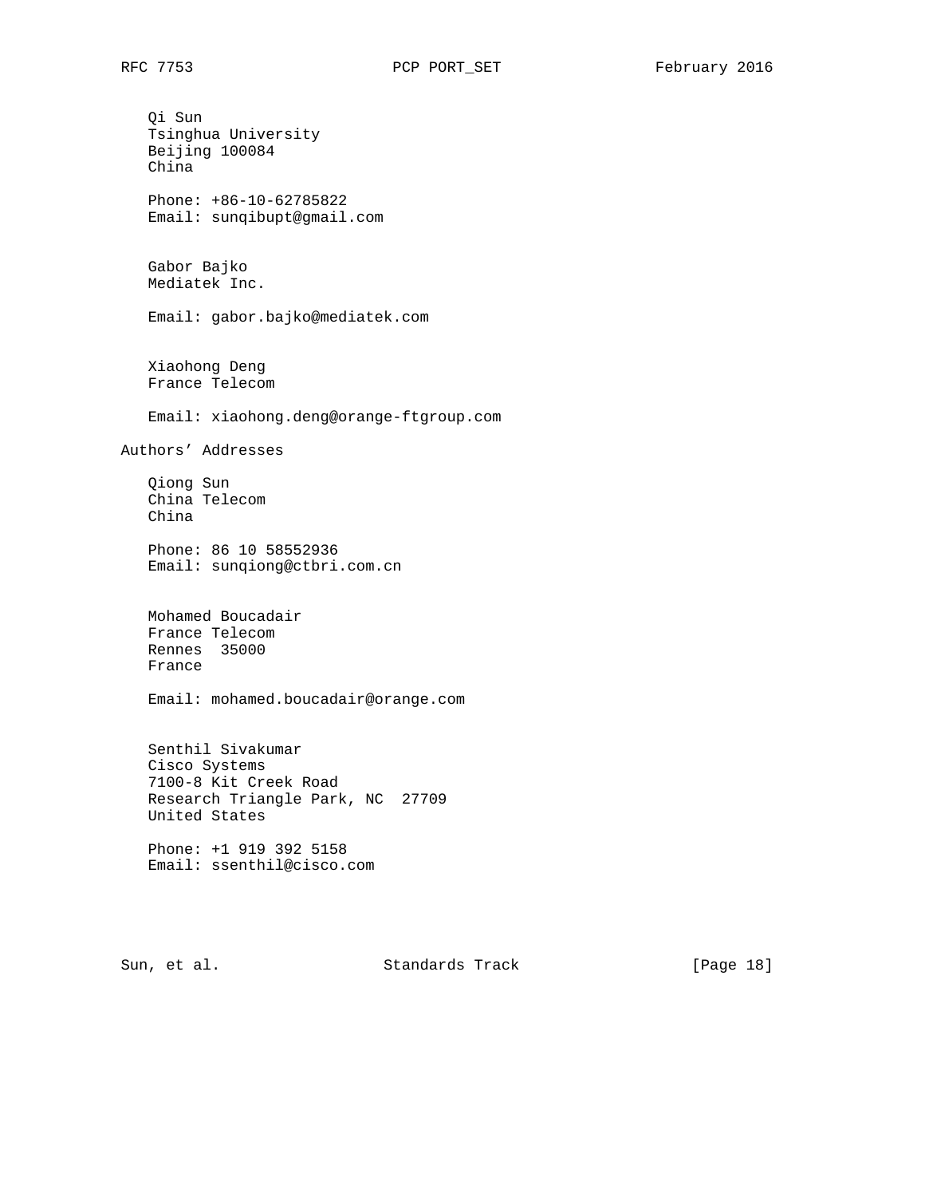Qi Sun
Tsinghua University
Beijing 100084
China

Phone: +86-10-62785822
Email: sunqibupt@gmail.com

Gabor Bajko
Mediatek Inc.

Email: gabor.bajko@mediatek.com

Xiaohong Deng
France Telecom

Email: xiaohong.deng@orange-ftgroup.com

## Authors' Addresses

Qiong Sun
China Telecom
China

Phone: 86 10 58552936
Email: sunqiong@ctbri.com.cn

Mohamed Boucadair
France Telecom
Rennes  35000
France

Email: mohamed.boucadair@orange.com

Senthil Sivakumar
Cisco Systems
7100-8 Kit Creek Road
Research Triangle Park, NC  27709
United States

Phone: +1 919 392 5158
Email: ssenthil@cisco.com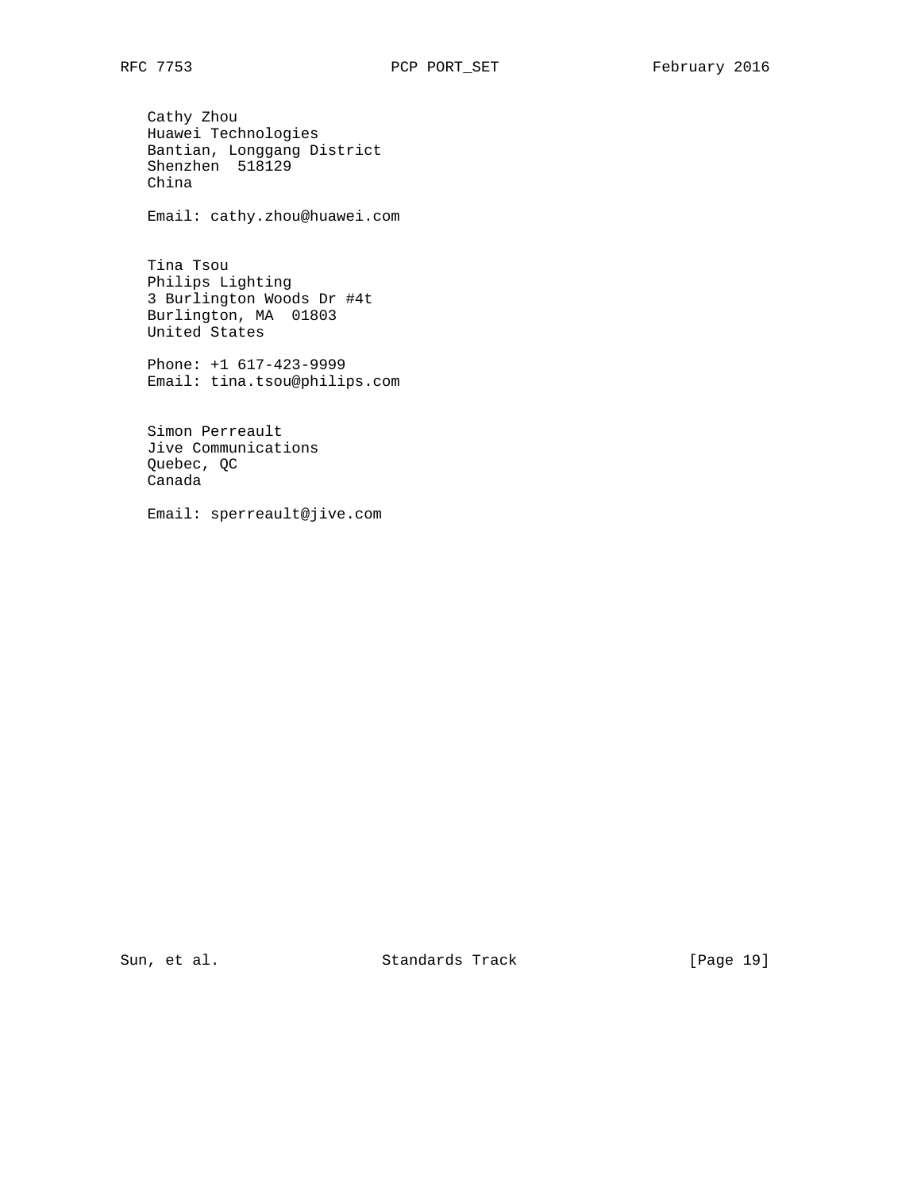Cathy Zhou
Huawei Technologies
Bantian, Longgang District
Shenzhen 518129
China

Email: cathy.zhou@huawei.com

Tina Tsou
Philips Lighting
3 Burlington Woods Dr #4t
Burlington, MA 01803
United States

Phone: +1 617-423-9999
Email: tina.tsou@philips.com

Simon Perreault
Jive Communications
Quebec, QC
Canada

Email: sperreault@jive.com